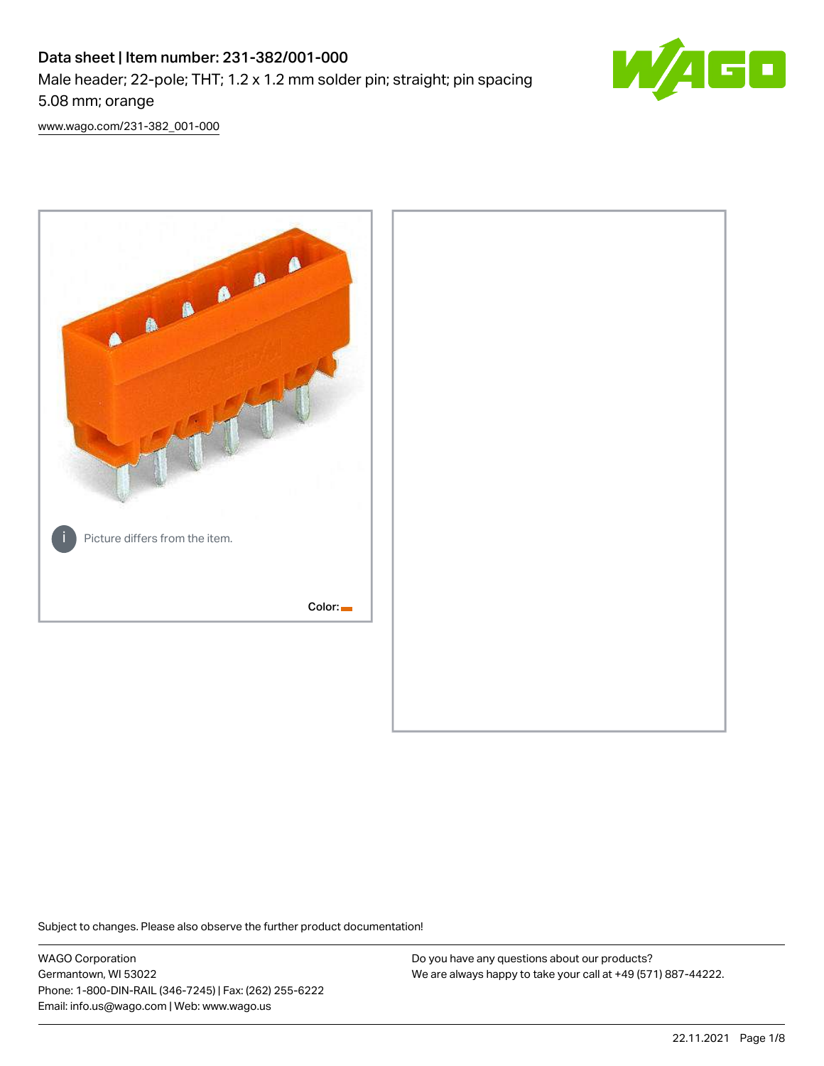# Data sheet | Item number: 231-382/001-000

Male header; 22-pole; THT; 1.2 x 1.2 mm solder pin; straight; pin spacing 5.08 mm; orange

www.wago.com/231-382_001-000

Picture differs from the item.

Color:

Subject to changes. Please also observe the further product documentation!

WAGO Corporation
Germantown, WI 53022
Phone: 1-800-DIN-RAIL (346-7245) | Fax: (262) 255-6222
Email: info.us@wago.com | Web: www.wago.us

Do you have any questions about our products?
We are always happy to take your call at +49 (571) 887-44222.

22.11.2021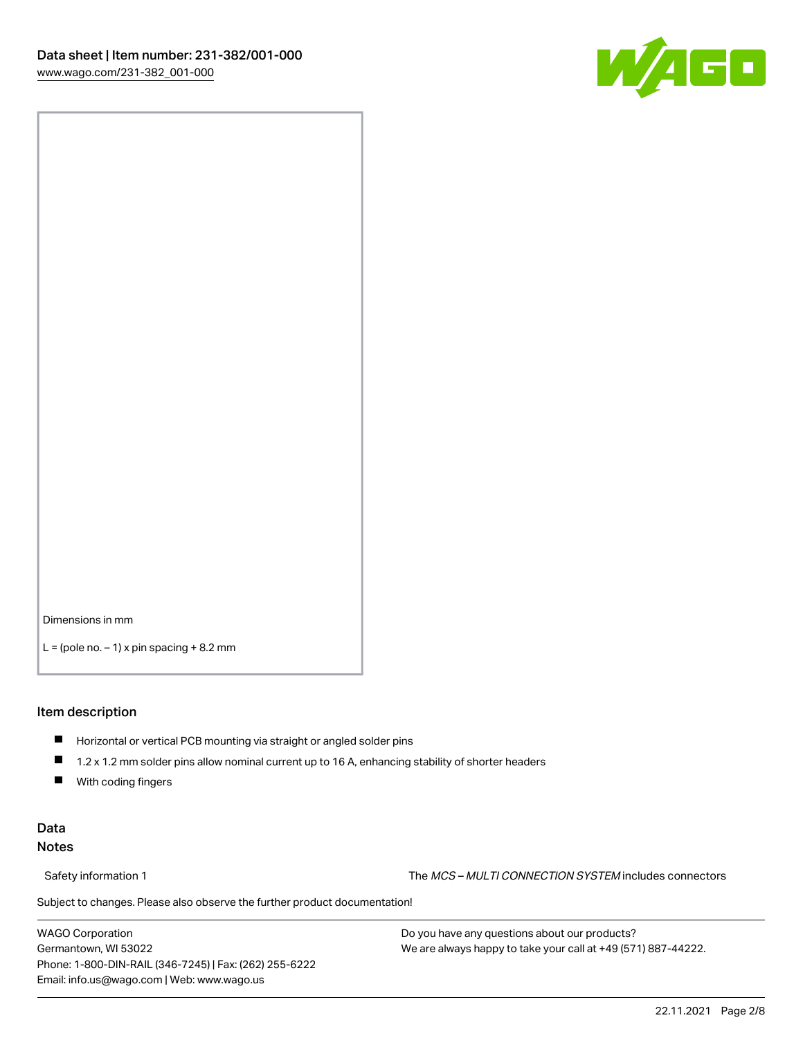Dimensions in mm

L = (pole no. – 1) x pin spacing + 8.2 mm

## Item description

- Horizontal or vertical PCB mounting via straight or angled solder pins
- 1.2 x 1.2 mm solder pins allow nominal current up to 16 A, enhancing stability of shorter headers
- With coding fingers

## Data
### Notes

Safety information 1 The *MCS – MULTI CONNECTION SYSTEM* includes connectors

Subject to changes. Please also observe the further product documentation!

WAGO Corporation
Germantown, WI 53022
Phone: 1-800-DIN-RAIL (346-7245) | Fax: (262) 255-6222
Email: info.us@wago.com | Web: www.wago.us

Do you have any questions about our products?
We are always happy to take your call at +49 (571) 887-44222.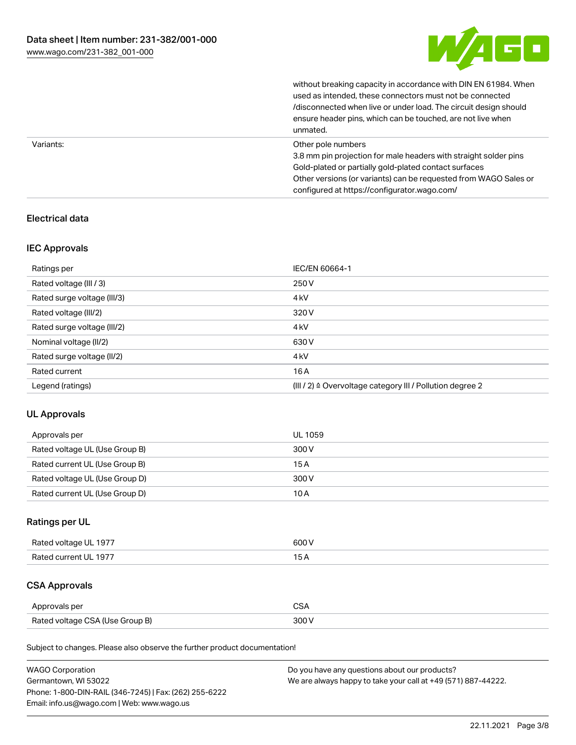|  | without breaking capacity in accordance with DIN EN 61984. When used as intended, these connectors must not be connected /disconnected when live or under load. The circuit design should ensure header pins, which can be touched, are not live when unmated. |
| --- | --- |
| Variants: | Other pole numbers<br>3.8 mm pin projection for male headers with straight solder pins<br>Gold-plated or partially gold-plated contact surfaces<br>Other versions (or variants) can be requested from WAGO Sales or configured at https://configurator.wago.com/ |

## Electrical data

### IEC Approvals

| Ratings per | IEC/EN 60664-1 |
| --- | --- |
| Rated voltage (III / 3) | 250 V |
| Rated surge voltage (III/3) | 4 kV |
| Rated voltage (III/2) | 320 V |
| Rated surge voltage (III/2) | 4 kV |
| Nominal voltage (II/2) | 630 V |
| Rated surge voltage (II/2) | 4 kV |
| Rated current | 16 A |
| Legend (ratings) | (III / 2) ≙ Overvoltage category III / Pollution degree 2 |

### UL Approvals

| Approvals per | UL 1059 |
| --- | --- |
| Rated voltage UL (Use Group B) | 300 V |
| Rated current UL (Use Group B) | 15 A |
| Rated voltage UL (Use Group D) | 300 V |
| Rated current UL (Use Group D) | 10 A |

### Ratings per UL

| Rated voltage UL 1977 | 600 V |
| --- | --- |
| Rated current UL 1977 | 15 A |

### CSA Approvals

| Approvals per | CSA |
| --- | --- |
| Rated voltage CSA (Use Group B) | 300 V |

Subject to changes. Please also observe the further product documentation!

WAGO Corporation
Germantown, WI 53022
Phone: 1-800-DIN-RAIL (346-7245) | Fax: (262) 255-6222
Email: info.us@wago.com | Web: www.wago.us

Do you have any questions about our products?
We are always happy to take your call at +49 (571) 887-44222.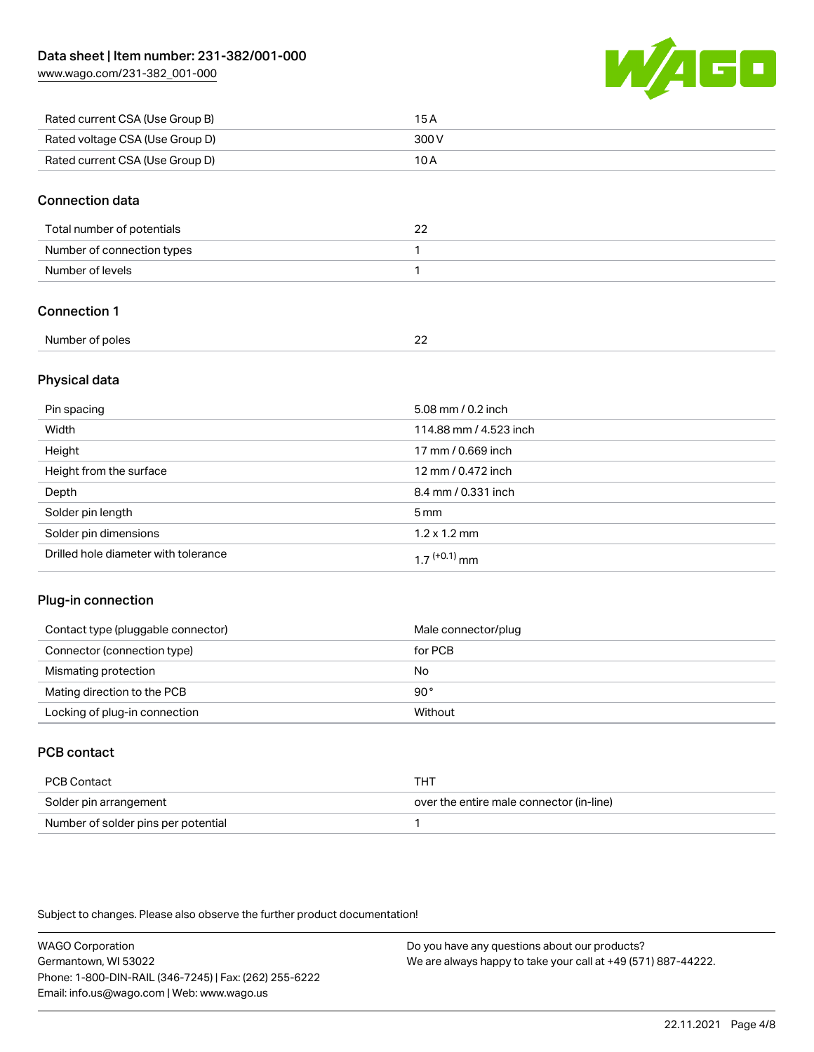| | |
|---|---|
| Rated current CSA (Use Group B) | 15 A |
| Rated voltage CSA (Use Group D) | 300 V |
| Rated current CSA (Use Group D) | 10 A |

## Connection data

| | |
|---|---|
| Total number of potentials | 22 |
| Number of connection types | 1 |
| Number of levels | 1 |

## Connection 1

| | |
|---|---|
| Number of poles | 22 |

## Physical data

| | |
|---|---|
| Pin spacing | 5.08 mm / 0.2 inch |
| Width | 114.88 mm / 4.523 inch |
| Height | 17 mm / 0.669 inch |
| Height from the surface | 12 mm / 0.472 inch |
| Depth | 8.4 mm / 0.331 inch |
| Solder pin length | 5 mm |
| Solder pin dimensions | 1.2 x 1.2 mm |
| Drilled hole diameter with tolerance | $1.7^{(+0.1)}$ mm |

## Plug-in connection

| | |
|---|---|
| Contact type (pluggable connector) | Male connector/plug |
| Connector (connection type) | for PCB |
| Mismating protection | No |
| Mating direction to the PCB | 90 ° |
| Locking of plug-in connection | Without |

## PCB contact

| | |
|---|---|
| PCB Contact | THT |
| Solder pin arrangement | over the entire male connector (in-line) |
| Number of solder pins per potential | 1 |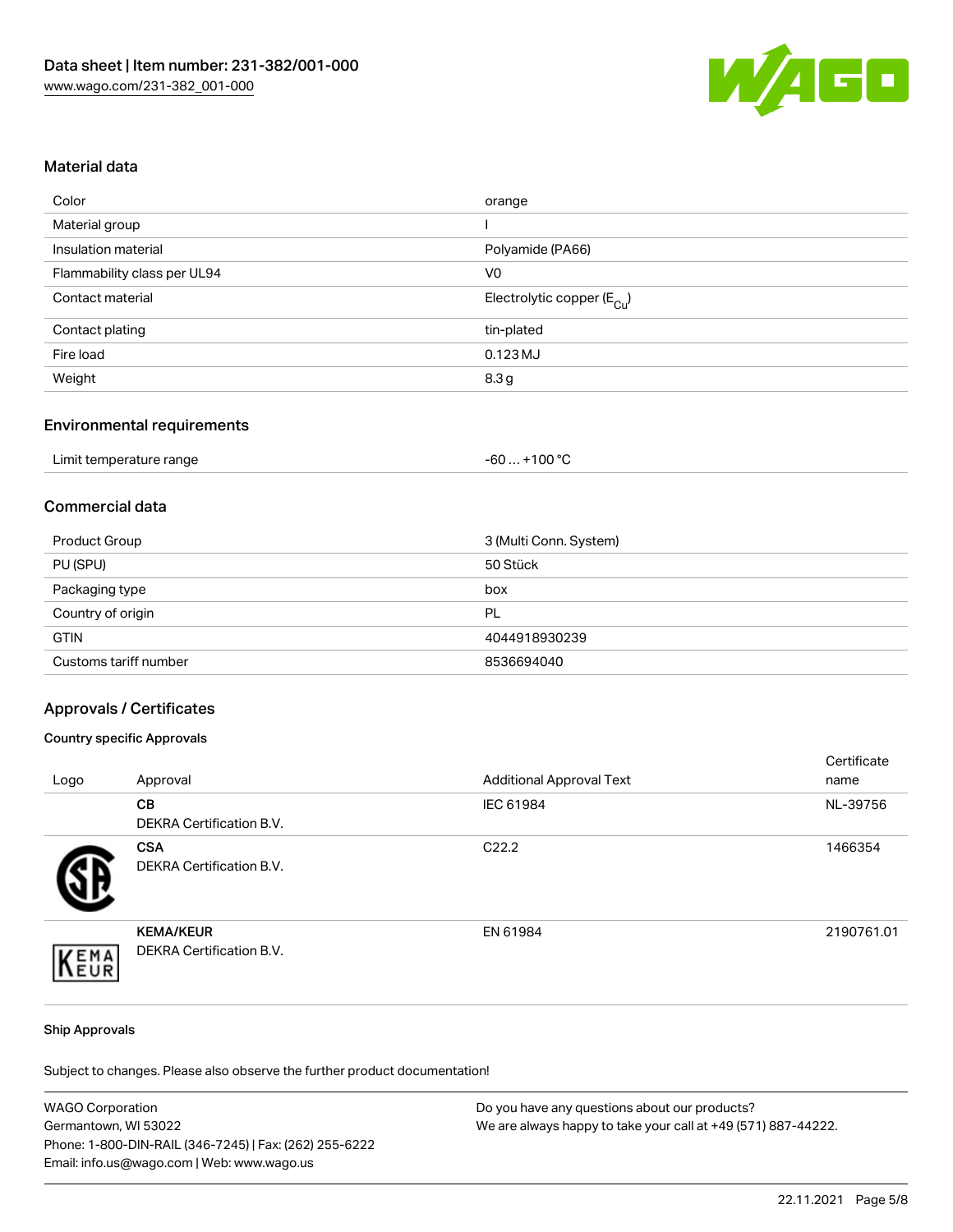## Material data

| Color | orange |
| --- | --- |
| Material group | I |
| Insulation material | Polyamide (PA66) |
| Flammability class per UL94 | V0 |
| Contact material | Electrolytic copper ($E_{Cu}$) |
| Contact plating | tin-plated |
| Fire load | 0.123 MJ |
| Weight | 8.3 g |

## Environmental requirements

| Limit temperature range | -60 … +100 °C |
| --- | --- |

## Commercial data

| Product Group | 3 (Multi Conn. System) |
| --- | --- |
| PU (SPU) | 50 Stück |
| Packaging type | box |
| Country of origin | PL |
| GTIN | 4044918930239 |
| Customs tariff number | 8536694040 |

## Approvals / Certificates

### Country specific Approvals

| Logo | Approval | Additional Approval Text | Certificate name |
| --- | --- | --- | --- |
| | **CB**<br>DEKRA Certification B.V. | IEC 61984 | NL-39756 |
| | **CSA**<br>DEKRA Certification B.V. | C22.2 | 1466354 |
| | **KEMA/KEUR**<br>DEKRA Certification B.V. | EN 61984 | 2190761.01 |

### Ship Approvals

Subject to changes. Please also observe the further product documentation!

WAGO Corporation
Germantown, WI 53022
Phone: 1-800-DIN-RAIL (346-7245) | Fax: (262) 255-6222
Email: info.us@wago.com | Web: www.wago.us

Do you have any questions about our products?
We are always happy to take your call at +49 (571) 887-44222.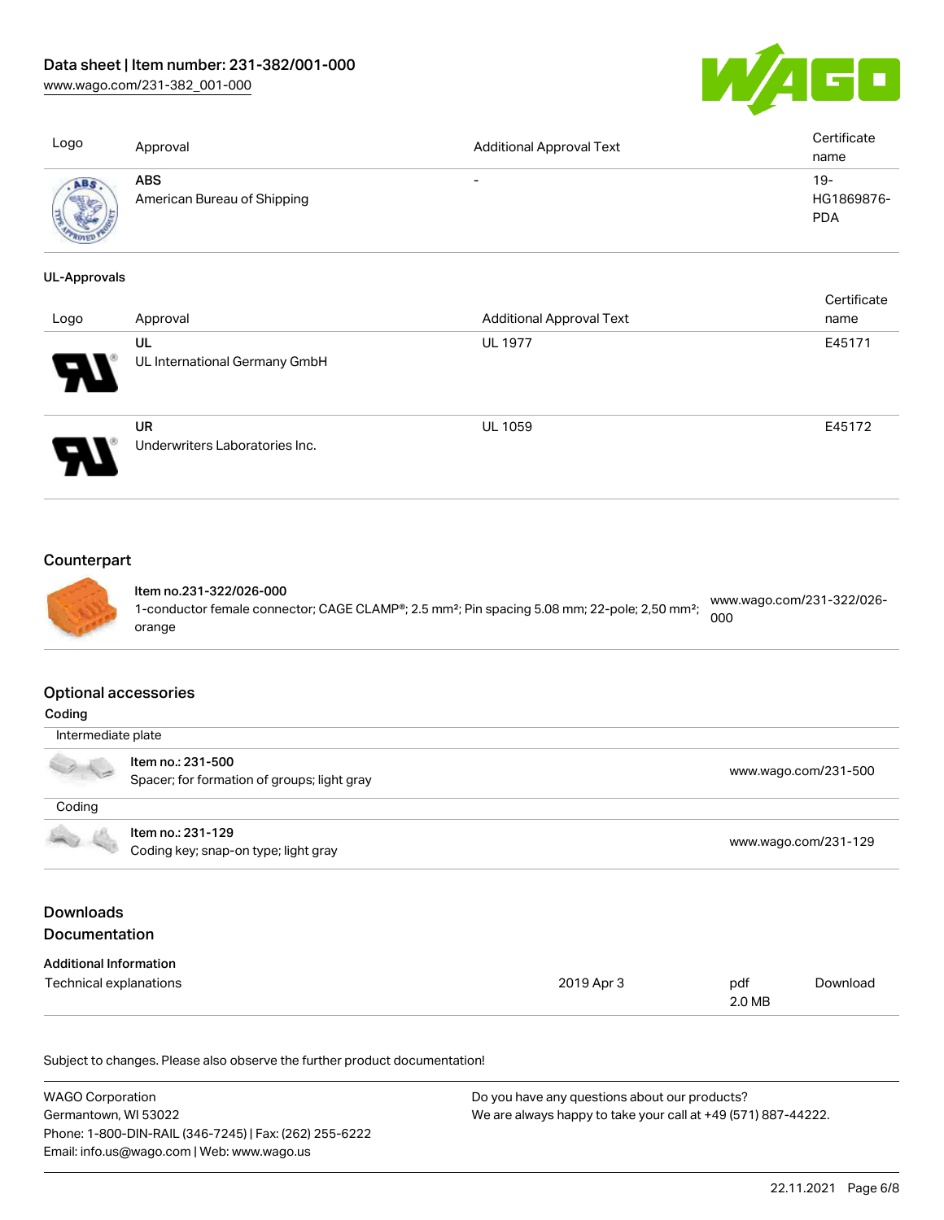| Logo | Approval | Additional Approval Text | Certificate name |
| --- | --- | --- | --- |
|  | **ABS** American Bureau of Shipping | - | 19-HG1869876-PDA |

**UL-Approvals**

| Logo | Approval | Additional Approval Text | Certificate name |
| --- | --- | --- | --- |
|  | **UL** UL International Germany GmbH | UL 1977 | E45171 |
|  | **UR** Underwriters Laboratories Inc. | UL 1059 | E45172 |

## Counterpart

| Item | Link |
| --- | --- |
| **Item no.231-322/026-000** 1-conductor female connector; CAGE CLAMP®; 2.5 mm²; Pin spacing 5.08 mm; 22-pole; 2,50 mm²; orange | www.wago.com/231-322/026-000 |

## Optional accessories

**Coding**

| Intermediate plate | |
| --- | --- |
| **Item no.: 231-500** Spacer; for formation of groups; light gray | www.wago.com/231-500 |
| **Coding** | |
| **Item no.: 231-129** Coding key; snap-on type; light gray | www.wago.com/231-129 |

## Downloads
## Documentation

**Additional Information**

| Technical explanations | 2019 Apr 3 | pdf 2.0 MB | Download |
| --- | --- | --- | --- |

Subject to changes. Please also observe the further product documentation!

WAGO Corporation
Germantown, WI 53022
Phone: 1-800-DIN-RAIL (346-7245) | Fax: (262) 255-6222
Email: info.us@wago.com | Web: www.wago.us

Do you have any questions about our products?
We are always happy to take your call at +49 (571) 887-44222.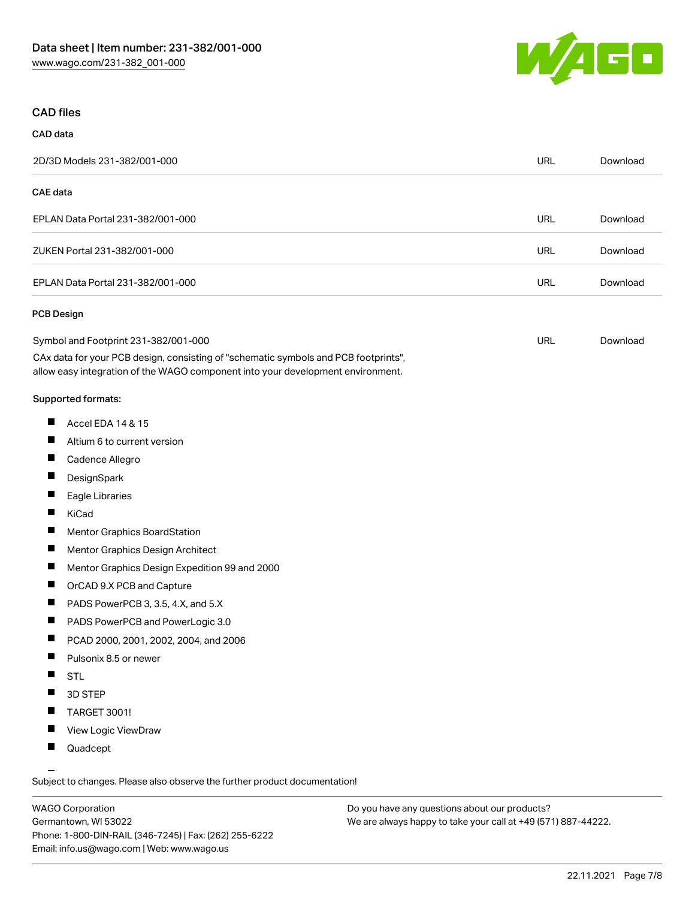## CAD files

### CAD data

| | | |
|---|---|---|
| 2D/3D Models 231-382/001-000 | URL | Download |

### CAE data

| | | |
|---|---|---|
| EPLAN Data Portal 231-382/001-000 | URL | Download |
| ZUKEN Portal 231-382/001-000 | URL | Download |
| EPLAN Data Portal 231-382/001-000 | URL | Download |

### PCB Design

| | | |
|---|---|---|
| Symbol and Footprint 231-382/001-000 | URL | Download |

CAx data for your PCB design, consisting of "schematic symbols and PCB footprints", allow easy integration of the WAGO component into your development environment.

**Supported formats:**

- Accel EDA 14 & 15
- Altium 6 to current version
- Cadence Allegro
- DesignSpark
- Eagle Libraries
- KiCad
- Mentor Graphics BoardStation
- Mentor Graphics Design Architect
- Mentor Graphics Design Expedition 99 and 2000
- OrCAD 9.X PCB and Capture
- PADS PowerPCB 3, 3.5, 4.X, and 5.X
- PADS PowerPCB and PowerLogic 3.0
- PCAD 2000, 2001, 2002, 2004, and 2006
- Pulsonix 8.5 or newer
- STL
- 3D STEP
- TARGET 3001!
- View Logic ViewDraw
- Quadcept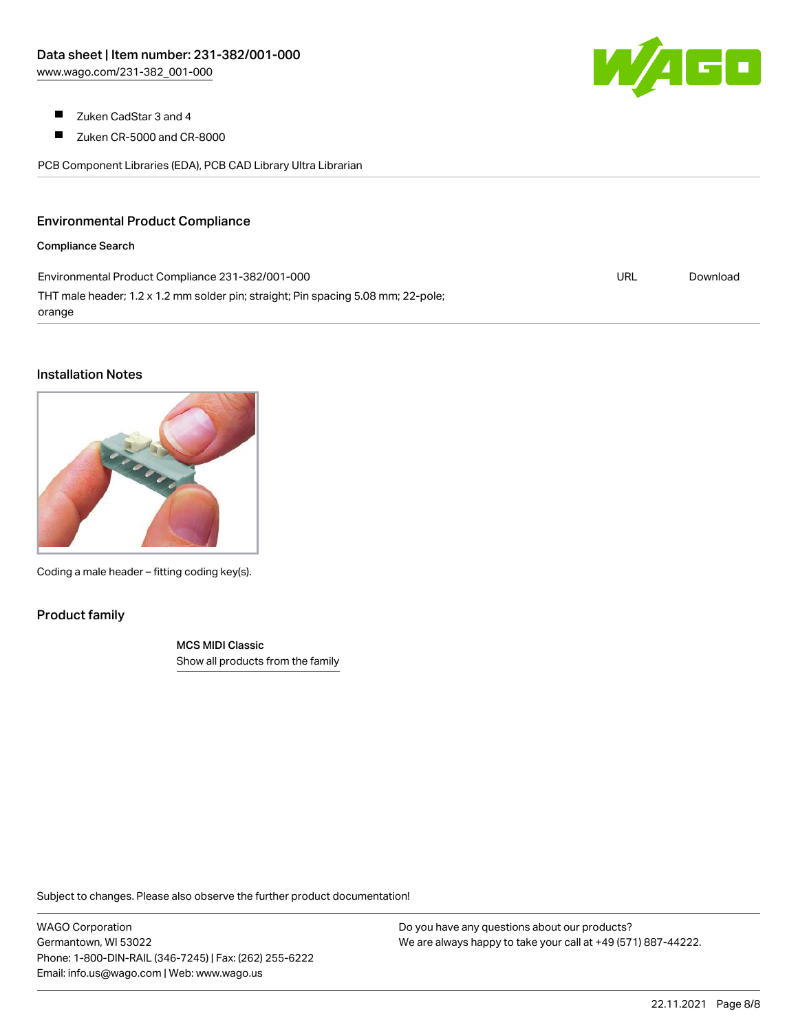- Zuken CadStar 3 and 4
- Zuken CR-5000 and CR-8000

PCB Component Libraries (EDA), PCB CAD Library Ultra Librarian

## Environmental Product Compliance

### Compliance Search

| | | |
|---|---|---|
| Environmental Product Compliance 231-382/001-000<br>THT male header; 1.2 x 1.2 mm solder pin; straight; Pin spacing 5.08 mm; 22-pole; orange | URL | Download |

## Installation Notes

Coding a male header – fitting coding key(s).

## Product family

MCS MIDI Classic
Show all products from the family

Subject to changes. Please also observe the further product documentation!

WAGO Corporation
Germantown, WI 53022
Phone: 1-800-DIN-RAIL (346-7245) | Fax: (262) 255-6222
Email: info.us@wago.com | Web: www.wago.us

Do you have any questions about our products?
We are always happy to take your call at +49 (571) 887-44222.